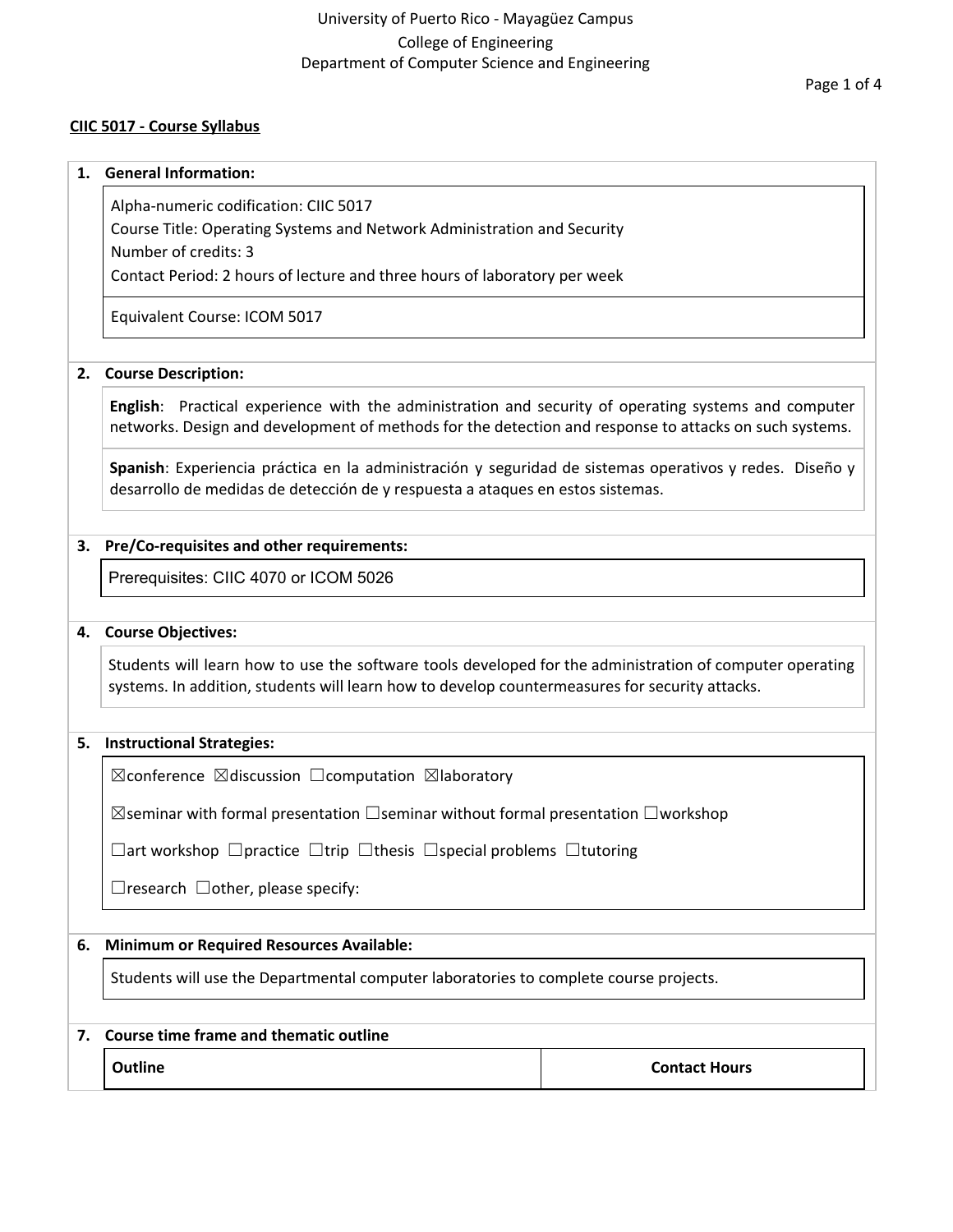University of Puerto Rico - Mayagüez Campus
College of Engineering
Department of Computer Science and Engineering

## CIIC 5017 - Course Syllabus

### 1. General Information:

Alpha-numeric codification: CIIC 5017
Course Title: Operating Systems and Network Administration and Security
Number of credits: 3
Contact Period: 2 hours of lecture and three hours of laboratory per week

Equivalent Course: ICOM 5017

### 2. Course Description:

**English**: Practical experience with the administration and security of operating systems and computer networks. Design and development of methods for the detection and response to attacks on such systems.

**Spanish**: Experiencia práctica en la administración y seguridad de sistemas operativos y redes. Diseño y desarrollo de medidas de detección de y respuesta a ataques en estos sistemas.

### 3. Pre/Co-requisites and other requirements:

Prerequisites: CIIC 4070 or ICOM 5026

### 4. Course Objectives:

Students will learn how to use the software tools developed for the administration of computer operating systems. In addition, students will learn how to develop countermeasures for security attacks.

### 5. Instructional Strategies:

☒conference ☒discussion ☐computation ☒laboratory

☒seminar with formal presentation ☐seminar without formal presentation ☐workshop

☐art workshop ☐practice ☐trip ☐thesis ☐special problems ☐tutoring

☐research ☐other, please specify:

### 6. Minimum or Required Resources Available:

Students will use the Departmental computer laboratories to complete course projects.

### 7. Course time frame and thematic outline

| Outline | Contact Hours |
| --- | --- |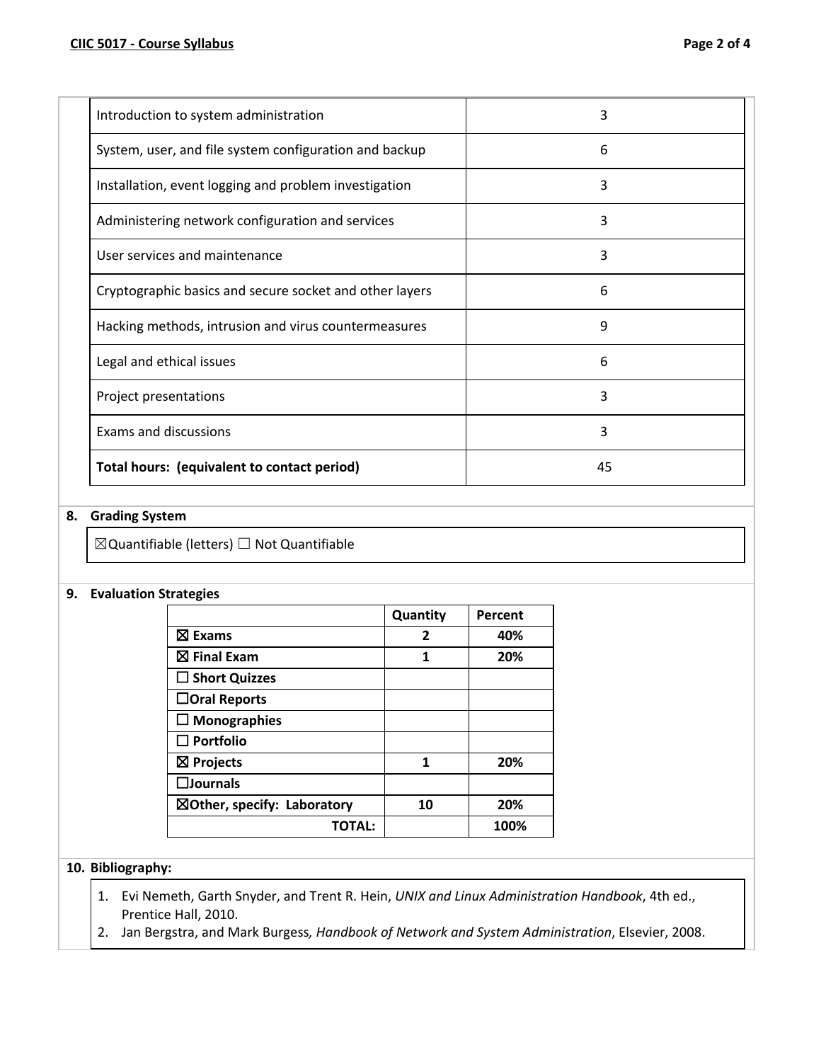| Introduction to system administration | 3 |
|---|---|
| System, user, and file system configuration and backup | 6 |
| Installation, event logging and problem investigation | 3 |
| Administering network configuration and services | 3 |
| User services and maintenance | 3 |
| Cryptographic basics and secure socket and other layers | 6 |
| Hacking methods, intrusion and virus countermeasures | 9 |
| Legal and ethical issues | 6 |
| Project presentations | 3 |
| Exams and discussions | 3 |
| **Total hours: (equivalent to contact period)** | 45 |

**8. Grading System**

☒Quantifiable (letters) ☐ Not Quantifiable

**9. Evaluation Strategies**

| | Quantity | Percent |
|---|---|---|
| ☒ **Exams** | **2** | **40%** |
| ☒ **Final Exam** | **1** | **20%** |
| ☐ **Short Quizzes** | | |
| ☐**Oral Reports** | | |
| ☐ **Monographies** | | |
| ☐ **Portfolio** | | |
| ☒ **Projects** | **1** | **20%** |
| ☐**Journals** | | |
| ☒**Other, specify: Laboratory** | **10** | **20%** |
| **TOTAL:** | | **100%** |

**10. Bibliography:**

1. Evi Nemeth, Garth Snyder, and Trent R. Hein, *UNIX and Linux Administration Handbook*, 4th ed., Prentice Hall, 2010.
2. Jan Bergstra, and Mark Burgess*, Handbook of Network and System Administration*, Elsevier, 2008.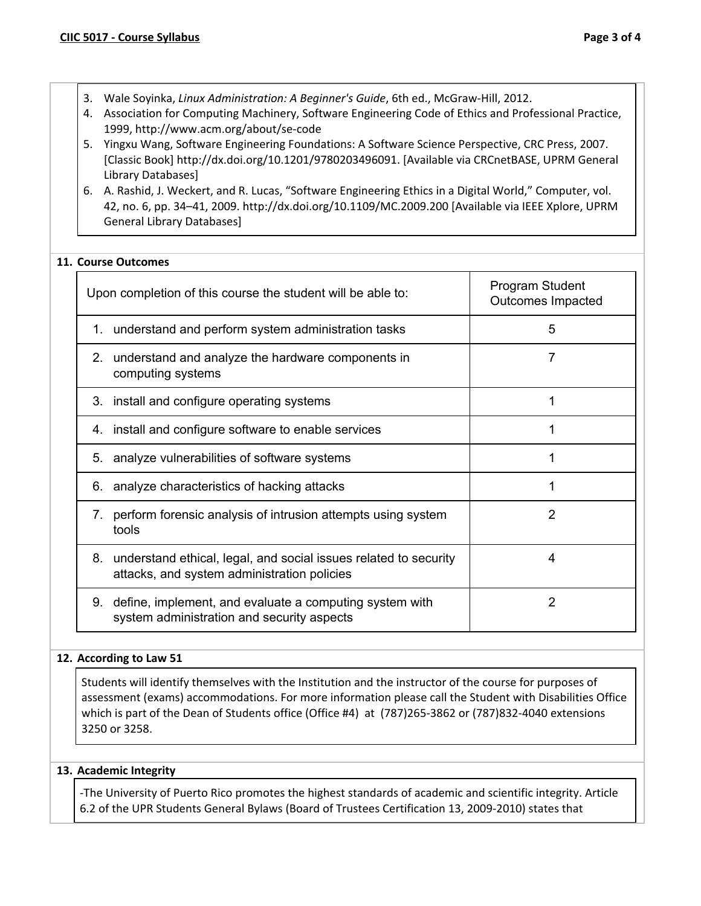3. Wale Soyinka, *Linux Administration: A Beginner's Guide*, 6th ed., McGraw-Hill, 2012.
4. Association for Computing Machinery, Software Engineering Code of Ethics and Professional Practice, 1999, http://www.acm.org/about/se-code
5. Yingxu Wang, Software Engineering Foundations: A Software Science Perspective, CRC Press, 2007. [Classic Book] http://dx.doi.org/10.1201/9780203496091. [Available via CRCnetBASE, UPRM General Library Databases]
6. A. Rashid, J. Weckert, and R. Lucas, "Software Engineering Ethics in a Digital World," Computer, vol. 42, no. 6, pp. 34–41, 2009. http://dx.doi.org/10.1109/MC.2009.200 [Available via IEEE Xplore, UPRM General Library Databases]

**11. Course Outcomes**

| Upon completion of this course the student will be able to: | Program Student Outcomes Impacted |
|---|---|
| 1. understand and perform system administration tasks | 5 |
| 2. understand and analyze the hardware components in computing systems | 7 |
| 3. install and configure operating systems | 1 |
| 4. install and configure software to enable services | 1 |
| 5. analyze vulnerabilities of software systems | 1 |
| 6. analyze characteristics of hacking attacks | 1 |
| 7. perform forensic analysis of intrusion attempts using system tools | 2 |
| 8. understand ethical, legal, and social issues related to security attacks, and system administration policies | 4 |
| 9. define, implement, and evaluate a computing system with system administration and security aspects | 2 |

**12. According to Law 51**

Students will identify themselves with the Institution and the instructor of the course for purposes of assessment (exams) accommodations. For more information please call the Student with Disabilities Office which is part of the Dean of Students office (Office #4) at (787)265-3862 or (787)832-4040 extensions 3250 or 3258.

**13. Academic Integrity**

-The University of Puerto Rico promotes the highest standards of academic and scientific integrity. Article 6.2 of the UPR Students General Bylaws (Board of Trustees Certification 13, 2009-2010) states that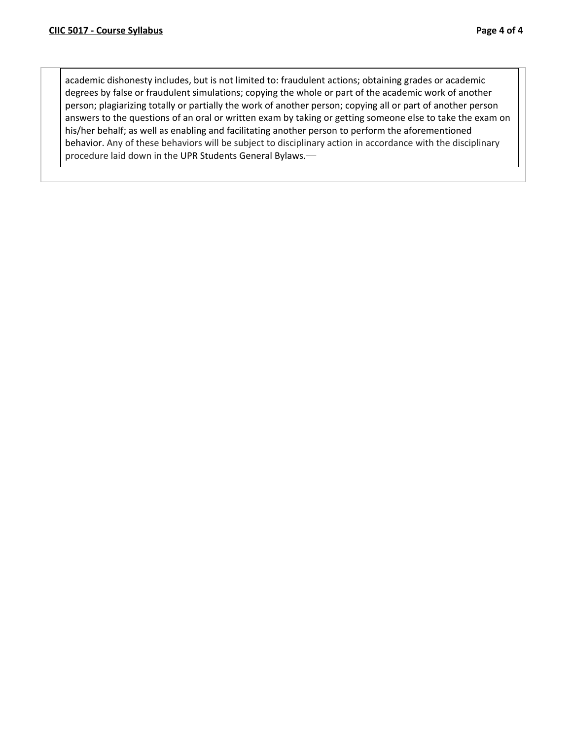academic dishonesty includes, but is not limited to: fraudulent actions; obtaining grades or academic degrees by false or fraudulent simulations; copying the whole or part of the academic work of another person; plagiarizing totally or partially the work of another person; copying all or part of another person answers to the questions of an oral or written exam by taking or getting someone else to take the exam on his/her behalf; as well as enabling and facilitating another person to perform the aforementioned behavior. Any of these behaviors will be subject to disciplinary action in accordance with the disciplinary procedure laid down in the UPR Students General Bylaws.